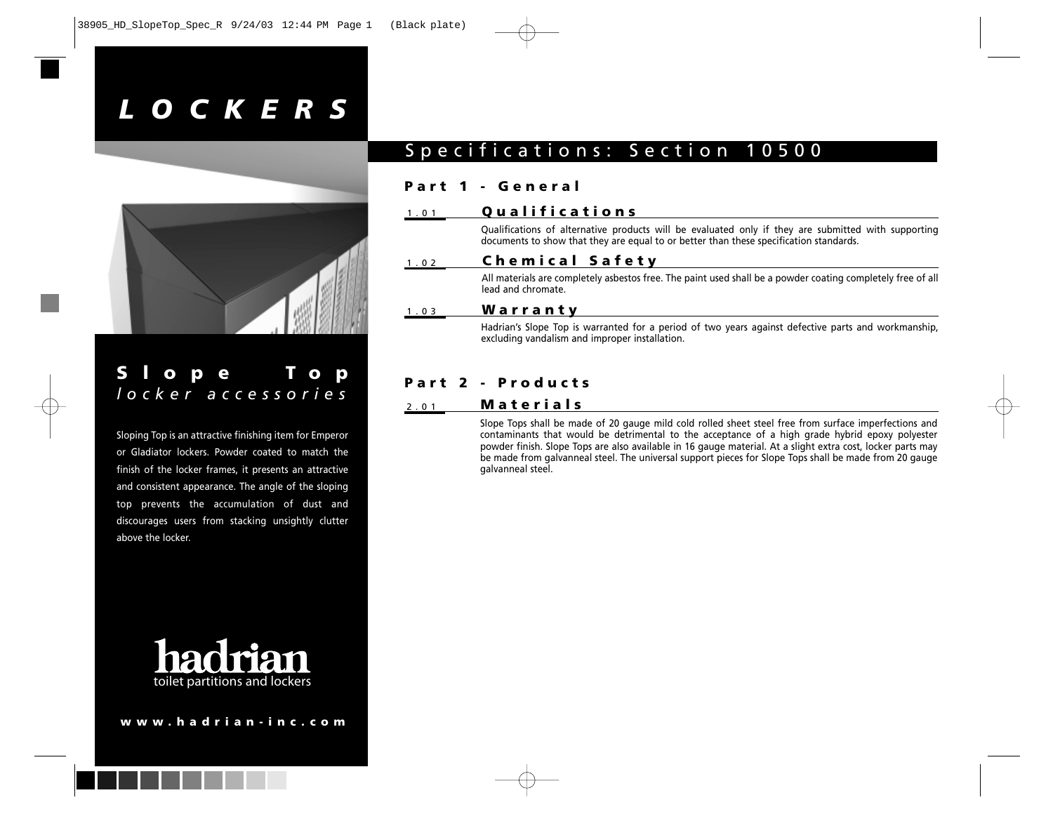# LOCKERS

## Slope Top
*locker accessories*

Sloping Top is an attractive finishing item for Emperor or Gladiator lockers. Powder coated to match the finish of the locker frames, it presents an attractive and consistent appearance. The angle of the sloping top prevents the accumulation of dust and discourages users from stacking unsightly clutter above the locker.

hadrian
toilet partitions and lockers

www.hadrian-inc.com

## Specifications: Section 10500

### Part 1 - General

**1.01 Qualifications**

Qualifications of alternative products will be evaluated only if they are submitted with supporting documents to show that they are equal to or better than these specification standards.

**1.02 Chemical Safety**

All materials are completely asbestos free. The paint used shall be a powder coating completely free of all lead and chromate.

**1.03 Warranty**

Hadrian's Slope Top is warranted for a period of two years against defective parts and workmanship, excluding vandalism and improper installation.

### Part 2 - Products

**2.01 Materials**

Slope Tops shall be made of 20 gauge mild cold rolled sheet steel free from surface imperfections and contaminants that would be detrimental to the acceptance of a high grade hybrid epoxy polyester powder finish. Slope Tops are also available in 16 gauge material. At a slight extra cost, locker parts may be made from galvanneal steel. The universal support pieces for Slope Tops shall be made from 20 gauge galvanneal steel.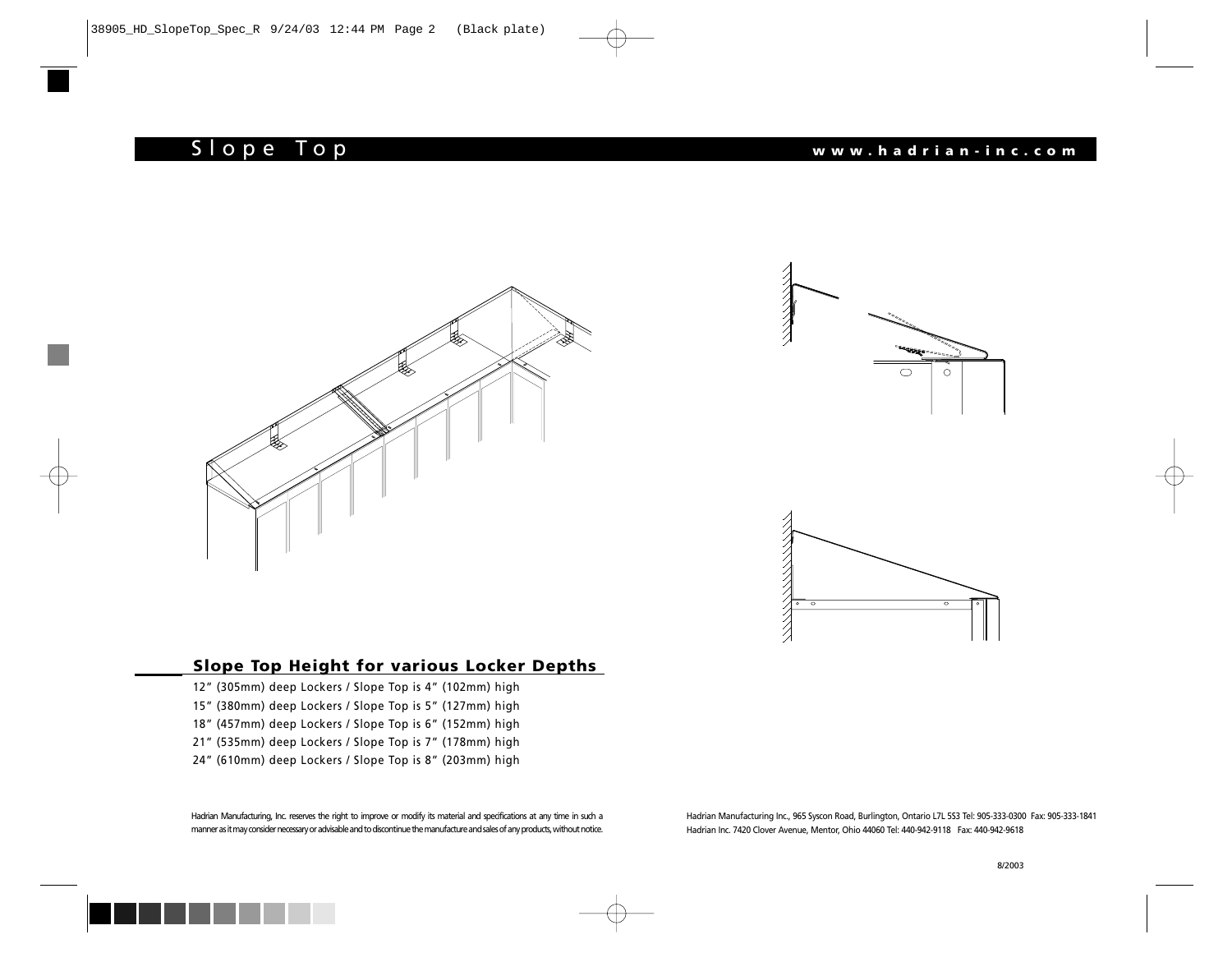# Slope Top

www.hadrian-inc.com

## Slope Top Height for various Locker Depths

12" (305mm) deep Lockers / Slope Top is 4" (102mm) high
15" (380mm) deep Lockers / Slope Top is 5" (127mm) high
18" (457mm) deep Lockers / Slope Top is 6" (152mm) high
21" (535mm) deep Lockers / Slope Top is 7" (178mm) high
24" (610mm) deep Lockers / Slope Top is 8" (203mm) high

Hadrian Manufacturing, Inc. reserves the right to improve or modify its material and specifications at any time in such a manner as it may consider necessary or advisable and to discontinue the manufacture and sales of any products, without notice.

Hadrian Manufacturing Inc., 965 Syscon Road, Burlington, Ontario L7L 5S3 Tel: 905-333-0300 Fax: 905-333-1841
Hadrian Inc. 7420 Clover Avenue, Mentor, Ohio 44060 Tel: 440-942-9118 Fax: 440-942-9618

8/2003